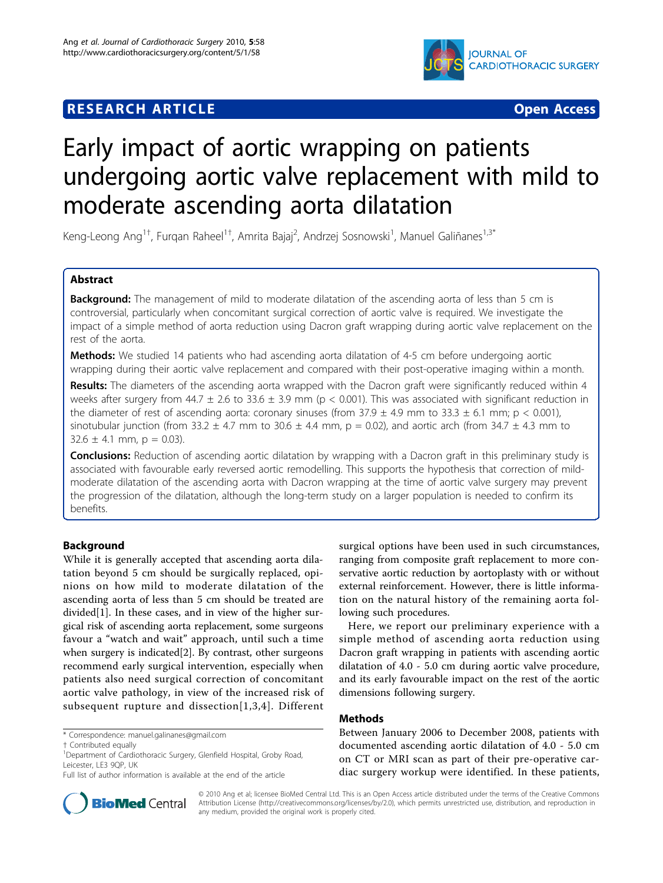RESEARCH ARTICLE Open Access

# Early impact of aortic wrapping on patients undergoing aortic valve replacement with mild to moderate ascending aorta dilatation

Keng-Leong Ang[1†], Furqan Raheel[1†], Amrita Bajaj[2], Andrzej Sosnowski[1], Manuel Galiñanes[1,3*]

## Abstract

**Background:** The management of mild to moderate dilatation of the ascending aorta of less than 5 cm is controversial, particularly when concomitant surgical correction of aortic valve is required. We investigate the impact of a simple method of aorta reduction using Dacron graft wrapping during aortic valve replacement on the rest of the aorta.

**Methods:** We studied 14 patients who had ascending aorta dilatation of 4-5 cm before undergoing aortic wrapping during their aortic valve replacement and compared with their post-operative imaging within a month.

**Results:** The diameters of the ascending aorta wrapped with the Dacron graft were significantly reduced within 4 weeks after surgery from 44.7 ± 2.6 to 33.6 ± 3.9 mm ($p < 0.001$). This was associated with significant reduction in the diameter of rest of ascending aorta: coronary sinuses (from 37.9 ± 4.9 mm to 33.3 ± 6.1 mm; $p < 0.001$), sinotubular junction (from 33.2 ± 4.7 mm to 30.6 ± 4.4 mm, $p = 0.02$), and aortic arch (from 34.7 ± 4.3 mm to 32.6 ± 4.1 mm, $p = 0.03$).

**Conclusions:** Reduction of ascending aortic dilatation by wrapping with a Dacron graft in this preliminary study is associated with favourable early reversed aortic remodelling. This supports the hypothesis that correction of mild-moderate dilatation of the ascending aorta with Dacron wrapping at the time of aortic valve surgery may prevent the progression of the dilatation, although the long-term study on a larger population is needed to confirm its benefits.

## Background

While it is generally accepted that ascending aorta dilatation beyond 5 cm should be surgically replaced, opinions on how mild to moderate dilatation of the ascending aorta of less than 5 cm should be treated are divided[1]. In these cases, and in view of the higher surgical risk of ascending aorta replacement, some surgeons favour a "watch and wait" approach, until such a time when surgery is indicated[2]. By contrast, other surgeons recommend early surgical intervention, especially when patients also need surgical correction of concomitant aortic valve pathology, in view of the increased risk of subsequent rupture and dissection[1,3,4]. Different surgical options have been used in such circumstances, ranging from composite graft replacement to more conservative aortic reduction by aortoplasty with or without external reinforcement. However, there is little information on the natural history of the remaining aorta following such procedures.

Here, we report our preliminary experience with a simple method of ascending aorta reduction using Dacron graft wrapping in patients with ascending aortic dilatation of 4.0 - 5.0 cm during aortic valve procedure, and its early favourable impact on the rest of the aortic dimensions following surgery.

## Methods

Between January 2006 to December 2008, patients with documented ascending aortic dilatation of 4.0 - 5.0 cm on CT or MRI scan as part of their pre-operative cardiac surgery workup were identified. In these patients,

\* Correspondence: manuel.galinanes@gmail.com

† Contributed equally

[1]Department of Cardiothoracic Surgery, Glenfield Hospital, Groby Road, Leicester, LE3 9QP, UK

Full list of author information is available at the end of the article

© 2010 Ang et al; licensee BioMed Central Ltd. This is an Open Access article distributed under the terms of the Creative Commons Attribution License (http://creativecommons.org/licenses/by/2.0), which permits unrestricted use, distribution, and reproduction in any medium, provided the original work is properly cited.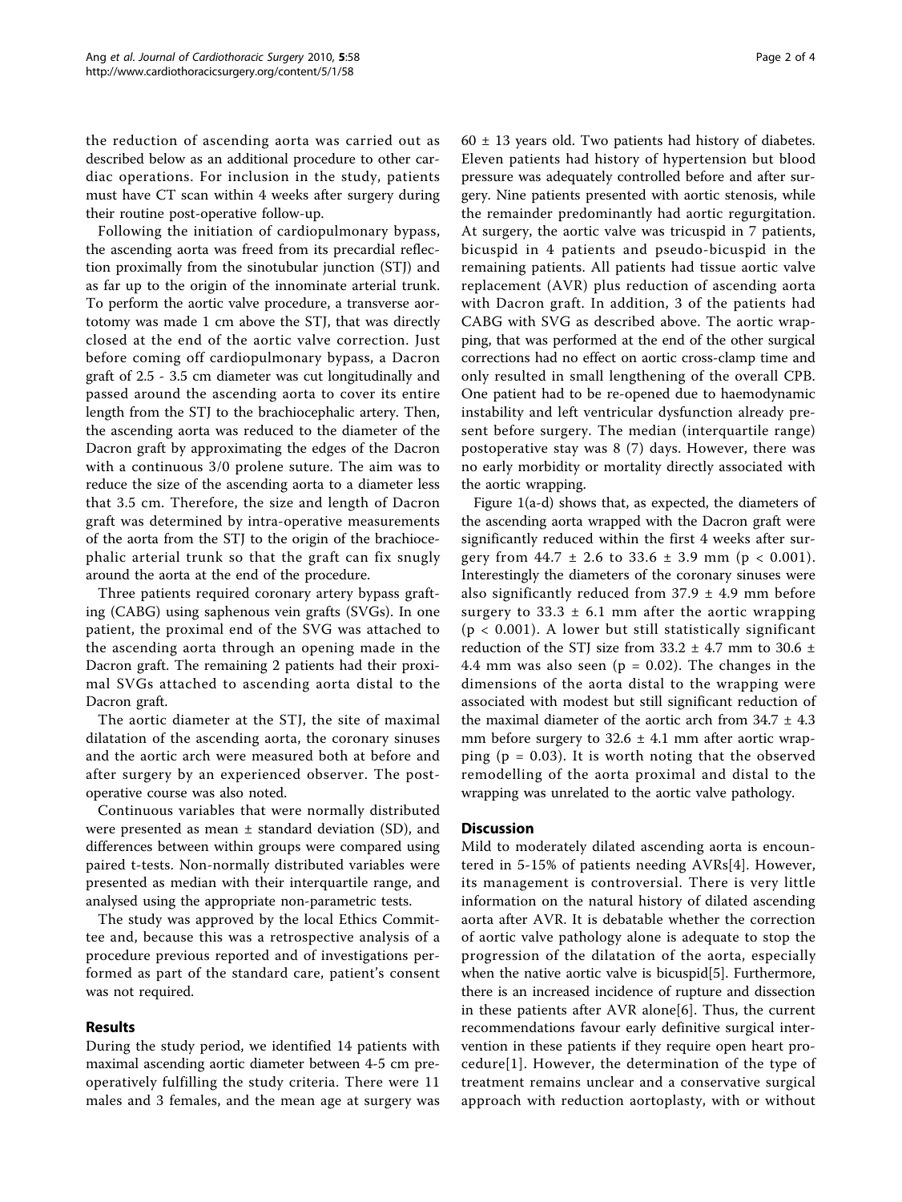the reduction of ascending aorta was carried out as described below as an additional procedure to other cardiac operations. For inclusion in the study, patients must have CT scan within 4 weeks after surgery during their routine post-operative follow-up.

Following the initiation of cardiopulmonary bypass, the ascending aorta was freed from its precardial reflection proximally from the sinotubular junction (STJ) and as far up to the origin of the innominate arterial trunk. To perform the aortic valve procedure, a transverse aortotomy was made 1 cm above the STJ, that was directly closed at the end of the aortic valve correction. Just before coming off cardiopulmonary bypass, a Dacron graft of 2.5 - 3.5 cm diameter was cut longitudinally and passed around the ascending aorta to cover its entire length from the STJ to the brachiocephalic artery. Then, the ascending aorta was reduced to the diameter of the Dacron graft by approximating the edges of the Dacron with a continuous 3/0 prolene suture. The aim was to reduce the size of the ascending aorta to a diameter less that 3.5 cm. Therefore, the size and length of Dacron graft was determined by intra-operative measurements of the aorta from the STJ to the origin of the brachiocephalic arterial trunk so that the graft can fix snugly around the aorta at the end of the procedure.

Three patients required coronary artery bypass grafting (CABG) using saphenous vein grafts (SVGs). In one patient, the proximal end of the SVG was attached to the ascending aorta through an opening made in the Dacron graft. The remaining 2 patients had their proximal SVGs attached to ascending aorta distal to the Dacron graft.

The aortic diameter at the STJ, the site of maximal dilatation of the ascending aorta, the coronary sinuses and the aortic arch were measured both at before and after surgery by an experienced observer. The post-operative course was also noted.

Continuous variables that were normally distributed were presented as mean ± standard deviation (SD), and differences between within groups were compared using paired t-tests. Non-normally distributed variables were presented as median with their interquartile range, and analysed using the appropriate non-parametric tests.

The study was approved by the local Ethics Committee and, because this was a retrospective analysis of a procedure previous reported and of investigations performed as part of the standard care, patient's consent was not required.

## Results

During the study period, we identified 14 patients with maximal ascending aortic diameter between 4-5 cm preoperatively fulfilling the study criteria. There were 11 males and 3 females, and the mean age at surgery was $60 \pm 13$ years old. Two patients had history of diabetes. Eleven patients had history of hypertension but blood pressure was adequately controlled before and after surgery. Nine patients presented with aortic stenosis, while the remainder predominantly had aortic regurgitation. At surgery, the aortic valve was tricuspid in 7 patients, bicuspid in 4 patients and pseudo-bicuspid in the remaining patients. All patients had tissue aortic valve replacement (AVR) plus reduction of ascending aorta with Dacron graft. In addition, 3 of the patients had CABG with SVG as described above. The aortic wrapping, that was performed at the end of the other surgical corrections had no effect on aortic cross-clamp time and only resulted in small lengthening of the overall CPB. One patient had to be re-opened due to haemodynamic instability and left ventricular dysfunction already present before surgery. The median (interquartile range) postoperative stay was 8 (7) days. However, there was no early morbidity or mortality directly associated with the aortic wrapping.

Figure 1(a-d) shows that, as expected, the diameters of the ascending aorta wrapped with the Dacron graft were significantly reduced within the first 4 weeks after surgery from $44.7 \pm 2.6$ to $33.6 \pm 3.9$ mm ($p < 0.001$). Interestingly the diameters of the coronary sinuses were also significantly reduced from $37.9 \pm 4.9$ mm before surgery to $33.3 \pm 6.1$ mm after the aortic wrapping ($p < 0.001$). A lower but still statistically significant reduction of the STJ size from $33.2 \pm 4.7$ mm to $30.6 \pm 4.4$ mm was also seen ($p = 0.02$). The changes in the dimensions of the aorta distal to the wrapping were associated with modest but still significant reduction of the maximal diameter of the aortic arch from $34.7 \pm 4.3$ mm before surgery to $32.6 \pm 4.1$ mm after aortic wrapping ($p = 0.03$). It is worth noting that the observed remodelling of the aorta proximal and distal to the wrapping was unrelated to the aortic valve pathology.

## Discussion

Mild to moderately dilated ascending aorta is encountered in 5-15% of patients needing AVRs[4]. However, its management is controversial. There is very little information on the natural history of dilated ascending aorta after AVR. It is debatable whether the correction of aortic valve pathology alone is adequate to stop the progression of the dilatation of the aorta, especially when the native aortic valve is bicuspid[5]. Furthermore, there is an increased incidence of rupture and dissection in these patients after AVR alone[6]. Thus, the current recommendations favour early definitive surgical intervention in these patients if they require open heart procedure[1]. However, the determination of the type of treatment remains unclear and a conservative surgical approach with reduction aortoplasty, with or without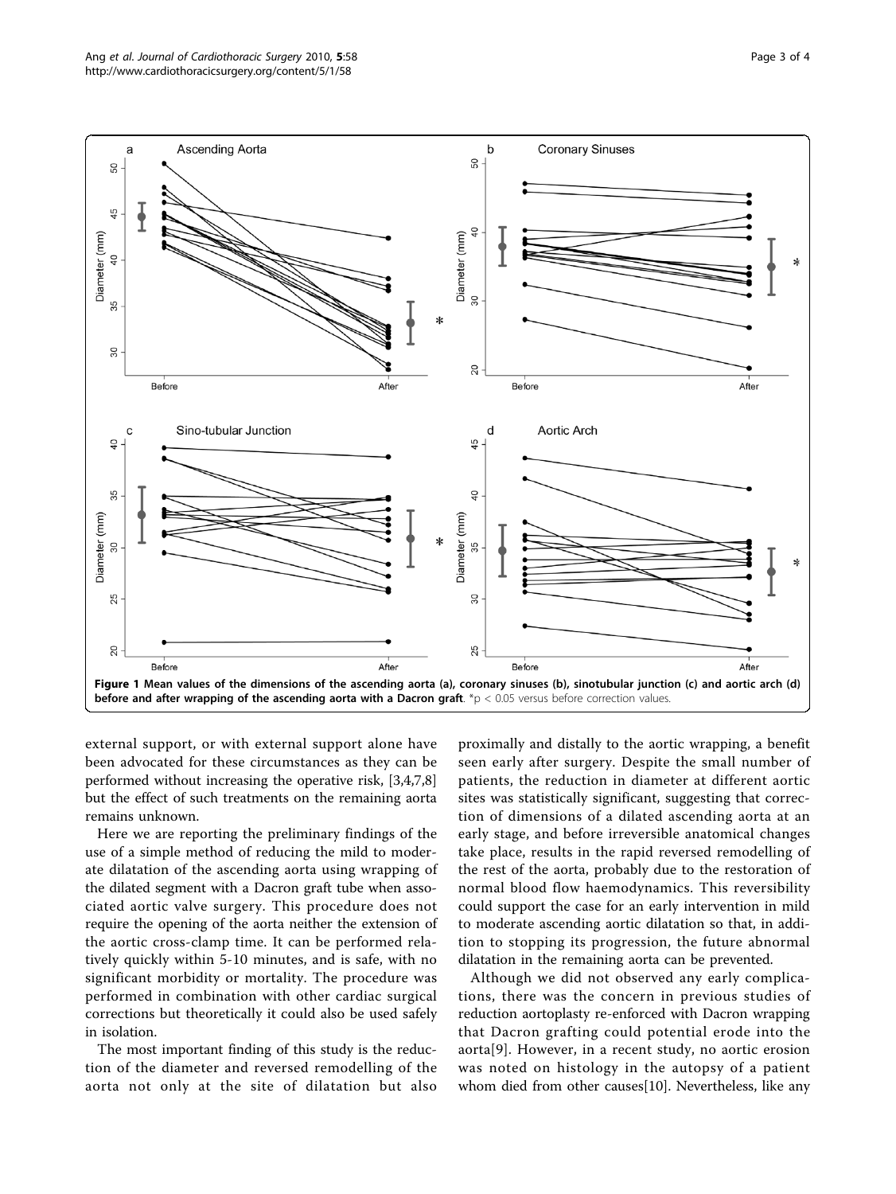a Ascending Aorta

Diameter (mm)

50
45
40
35
30

Before After

*

b Coronary Sinuses

Diameter (mm)

50
40
30
20

Before After

*

c Sino-tubular Junction

Diameter (mm)

40
35
30
25
20

Before After

*

d Aortic Arch

Diameter (mm)

45
40
35
30
25

Before After

*

**Figure 1 Mean values of the dimensions of the ascending aorta (a), coronary sinuses (b), sinotubular junction (c) and aortic arch (d) before and after wrapping of the ascending aorta with a Dacron graft**. *p < 0.05 versus before correction values.

external support, or with external support alone have been advocated for these circumstances as they can be performed without increasing the operative risk, [3,4,7,8] but the effect of such treatments on the remaining aorta remains unknown.

Here we are reporting the preliminary findings of the use of a simple method of reducing the mild to moderate dilatation of the ascending aorta using wrapping of the dilated segment with a Dacron graft tube when associated aortic valve surgery. This procedure does not require the opening of the aorta neither the extension of the aortic cross-clamp time. It can be performed relatively quickly within 5-10 minutes, and is safe, with no significant morbidity or mortality. The procedure was performed in combination with other cardiac surgical corrections but theoretically it could also be used safely in isolation.

The most important finding of this study is the reduction of the diameter and reversed remodelling of the aorta not only at the site of dilatation but also proximally and distally to the aortic wrapping, a benefit seen early after surgery. Despite the small number of patients, the reduction in diameter at different aortic sites was statistically significant, suggesting that correction of dimensions of a dilated ascending aorta at an early stage, and before irreversible anatomical changes take place, results in the rapid reversed remodelling of the rest of the aorta, probably due to the restoration of normal blood flow haemodynamics. This reversibility could support the case for an early intervention in mild to moderate ascending aortic dilatation so that, in addition to stopping its progression, the future abnormal dilatation in the remaining aorta can be prevented.

Although we did not observed any early complications, there was the concern in previous studies of reduction aortoplasty re-enforced with Dacron wrapping that Dacron grafting could potential erode into the aorta[9]. However, in a recent study, no aortic erosion was noted on histology in the autopsy of a patient whom died from other causes[10]. Nevertheless, like any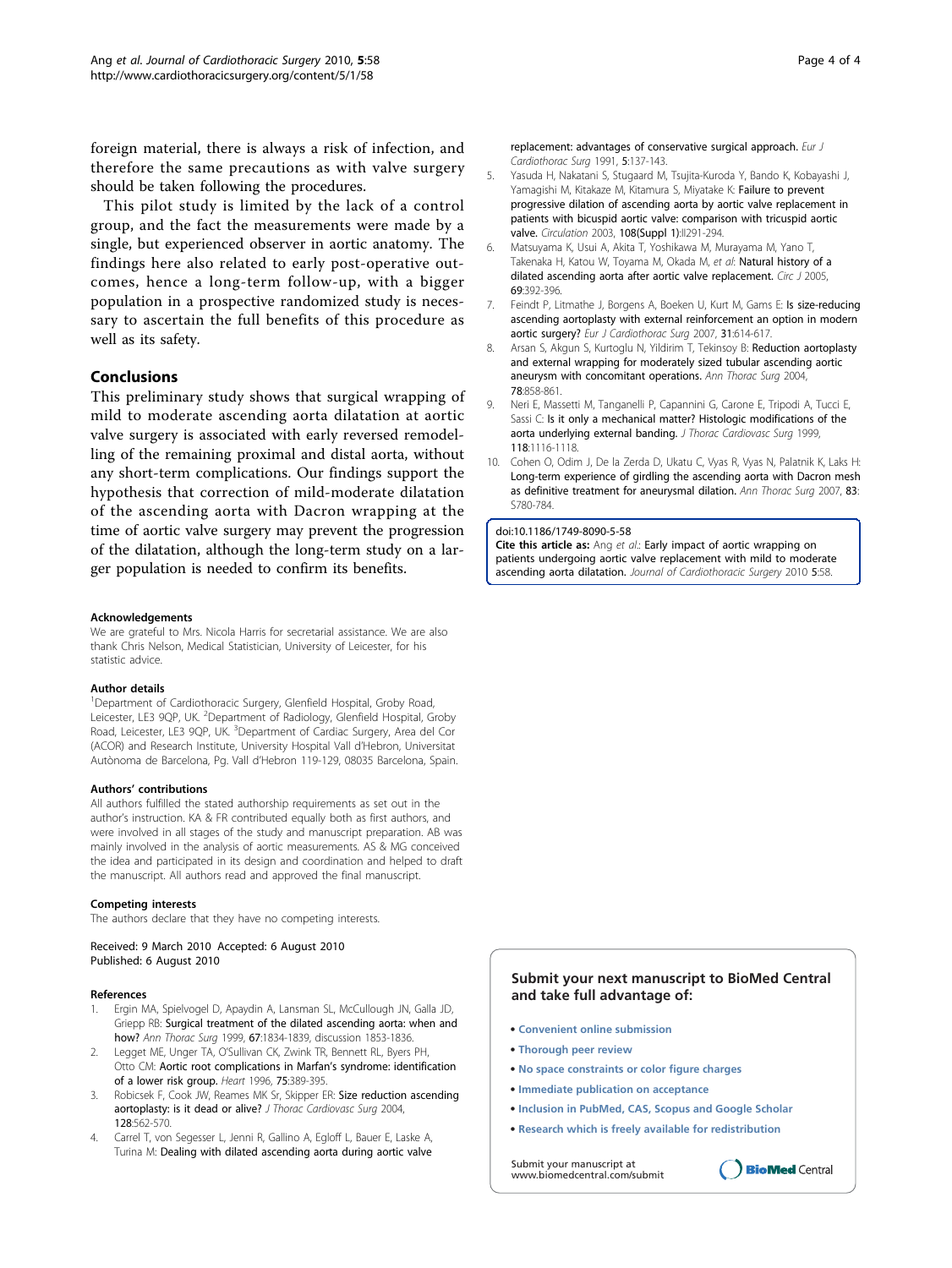foreign material, there is always a risk of infection, and therefore the same precautions as with valve surgery should be taken following the procedures.

This pilot study is limited by the lack of a control group, and the fact the measurements were made by a single, but experienced observer in aortic anatomy. The findings here also related to early post-operative outcomes, hence a long-term follow-up, with a bigger population in a prospective randomized study is necessary to ascertain the full benefits of this procedure as well as its safety.

## Conclusions

This preliminary study shows that surgical wrapping of mild to moderate ascending aorta dilatation at aortic valve surgery is associated with early reversed remodelling of the remaining proximal and distal aorta, without any short-term complications. Our findings support the hypothesis that correction of mild-moderate dilatation of the ascending aorta with Dacron wrapping at the time of aortic valve surgery may prevent the progression of the dilatation, although the long-term study on a larger population is needed to confirm its benefits.

#### Acknowledgements

We are grateful to Mrs. Nicola Harris for secretarial assistance. We are also thank Chris Nelson, Medical Statistician, University of Leicester, for his statistic advice.

#### Author details

[1]Department of Cardiothoracic Surgery, Glenfield Hospital, Groby Road, Leicester, LE3 9QP, UK. [2]Department of Radiology, Glenfield Hospital, Groby Road, Leicester, LE3 9QP, UK. [3]Department of Cardiac Surgery, Area del Cor (ACOR) and Research Institute, University Hospital Vall d'Hebron, Universitat Autònoma de Barcelona, Pg. Vall d'Hebron 119-129, 08035 Barcelona, Spain.

#### Authors' contributions

All authors fulfilled the stated authorship requirements as set out in the author's instruction. KA & FR contributed equally both as first authors, and were involved in all stages of the study and manuscript preparation. AB was mainly involved in the analysis of aortic measurements. AS & MG conceived the idea and participated in its design and coordination and helped to draft the manuscript. All authors read and approved the final manuscript.

#### Competing interests

The authors declare that they have no competing interests.

Received: 9 March 2010 Accepted: 6 August 2010
Published: 6 August 2010

#### References

1. Ergin MA, Spielvogel D, Apaydin A, Lansman SL, McCullough JN, Galla JD, Griepp RB: Surgical treatment of the dilated ascending aorta: when and how? *Ann Thorac Surg* 1999, **67**:1834-1839, discussion 1853-1836.
2. Legget ME, Unger TA, O'Sullivan CK, Zwink TR, Bennett RL, Byers PH, Otto CM: Aortic root complications in Marfan's syndrome: identification of a lower risk group. *Heart* 1996, **75**:389-395.
3. Robicsek F, Cook JW, Reames MK Sr, Skipper ER: Size reduction ascending aortoplasty: is it dead or alive? *J Thorac Cardiovasc Surg* 2004, **128**:562-570.
4. Carrel T, von Segesser L, Jenni R, Gallino A, Egloff L, Bauer E, Laske A, Turina M: Dealing with dilated ascending aorta during aortic valve replacement: advantages of conservative surgical approach. *Eur J Cardiothorac Surg* 1991, **5**:137-143.
5. Yasuda H, Nakatani S, Stugaard M, Tsujita-Kuroda Y, Bando K, Kobayashi J, Yamagishi M, Kitakaze M, Kitamura S, Miyatake K: Failure to prevent progressive dilation of ascending aorta by aortic valve replacement in patients with bicuspid aortic valve: comparison with tricuspid aortic valve. *Circulation* 2003, **108(Suppl 1)**:II291-294.
6. Matsuyama K, Usui A, Akita T, Yoshikawa M, Murayama M, Yano T, Takenaka H, Katou W, Toyama M, Okada M, *et al*: Natural history of a dilated ascending aorta after aortic valve replacement. *Circ J* 2005, **69**:392-396.
7. Feindt P, Litmathe J, Borgens A, Boeken U, Kurt M, Gams E: Is size-reducing ascending aortoplasty with external reinforcement an option in modern aortic surgery? *Eur J Cardiothorac Surg* 2007, **31**:614-617.
8. Arsan S, Akgun S, Kurtoglu N, Yildirim T, Tekinsoy B: Reduction aortoplasty and external wrapping for moderately sized tubular ascending aortic aneurysm with concomitant operations. *Ann Thorac Surg* 2004, **78**:858-861.
9. Neri E, Massetti M, Tanganelli P, Capannini G, Carone E, Tripodi A, Tucci E, Sassi C: Is it only a mechanical matter? Histologic modifications of the aorta underlying external banding. *J Thorac Cardiovasc Surg* 1999, **118**:1116-1118.
10. Cohen O, Odim J, De la Zerda D, Ukatu C, Vyas R, Vyas N, Palatnik K, Laks H: Long-term experience of girdling the ascending aorta with Dacron mesh as definitive treatment for aneurysmal dilation. *Ann Thorac Surg* 2007, **83**: S780-784.

doi:10.1186/1749-8090-5-58

**Cite this article as:** Ang *et al.*: Early impact of aortic wrapping on patients undergoing aortic valve replacement with mild to moderate ascending aorta dilatation. *Journal of Cardiothoracic Surgery* 2010 **5**:58.

**Submit your next manuscript to BioMed Central and take full advantage of:**

- Convenient online submission
- Thorough peer review
- No space constraints or color figure charges
- Immediate publication on acceptance
- Inclusion in PubMed, CAS, Scopus and Google Scholar
- Research which is freely available for redistribution

Submit your manuscript at www.biomedcentral.com/submit

BioMed Central